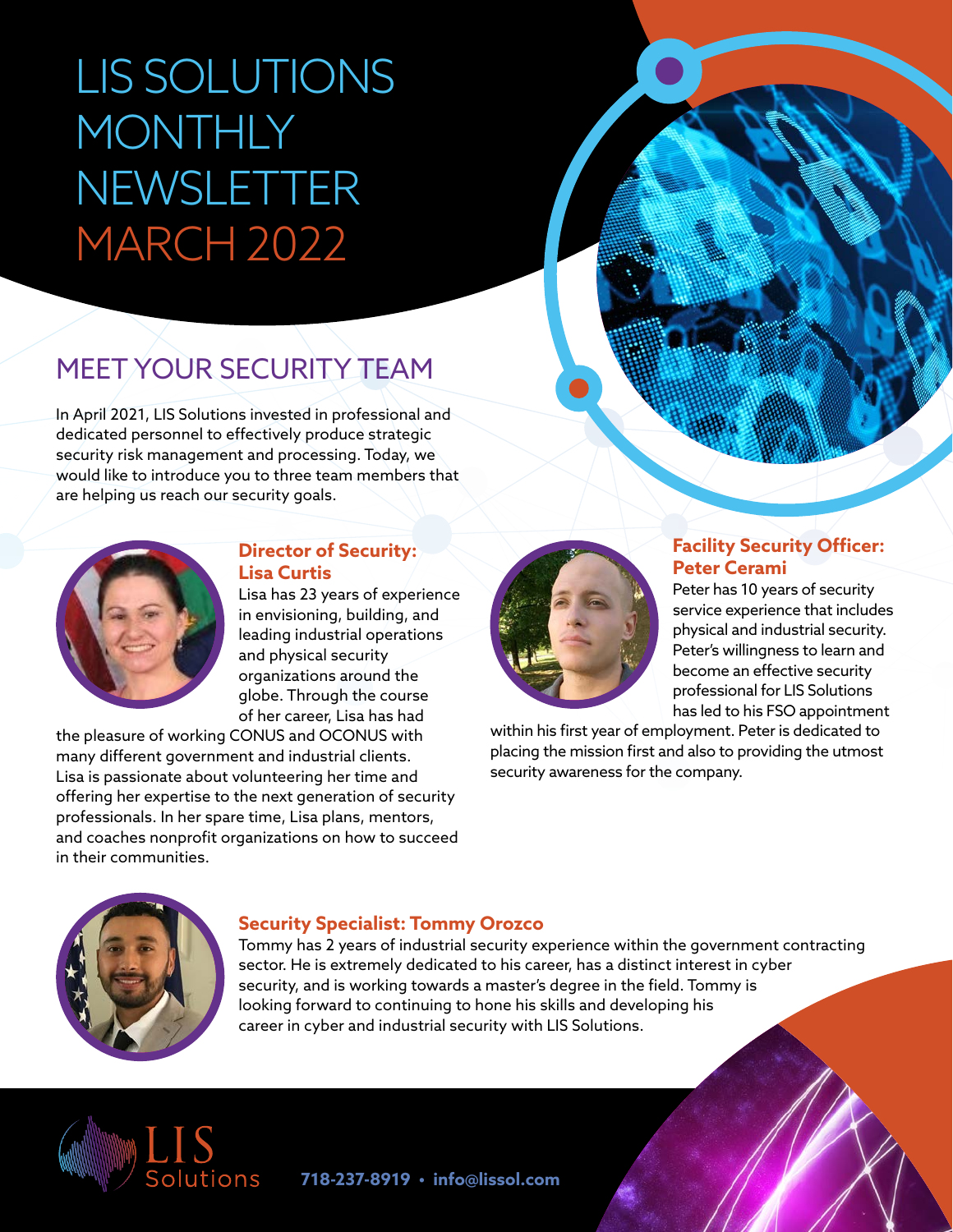# LIS SOLUTIONS MONTHLY NEWSLETTER MARCH 2022

## MEET YOUR SECURITY TEAM

In April 2021, LIS Solutions invested in professional and dedicated personnel to effectively produce strategic security risk management and processing. Today, we would like to introduce you to three team members that are helping us reach our security goals.

### Director of Security: Lisa Curtis

Lisa has 23 years of experience in envisioning, building, and leading industrial operations and physical security organizations around the globe. Through the course of her career, Lisa has had the pleasure of working CONUS and OCONUS with many different government and industrial clients. Lisa is passionate about volunteering her time and offering her expertise to the next generation of security professionals. In her spare time, Lisa plans, mentors, and coaches nonprofit organizations on how to succeed in their communities.

### Facility Security Officer: Peter Cerami

Peter has 10 years of security service experience that includes physical and industrial security. Peter's willingness to learn and become an effective security professional for LIS Solutions has led to his FSO appointment within his first year of employment. Peter is dedicated to placing the mission first and also to providing the utmost security awareness for the company.

### Security Specialist: Tommy Orozco

Tommy has 2 years of industrial security experience within the government contracting sector. He is extremely dedicated to his career, has a distinct interest in cyber security, and is working towards a master's degree in the field. Tommy is looking forward to continuing to hone his skills and developing his career in cyber and industrial security with LIS Solutions.

LIS Solutions

718-237-8919 • info@lissol.com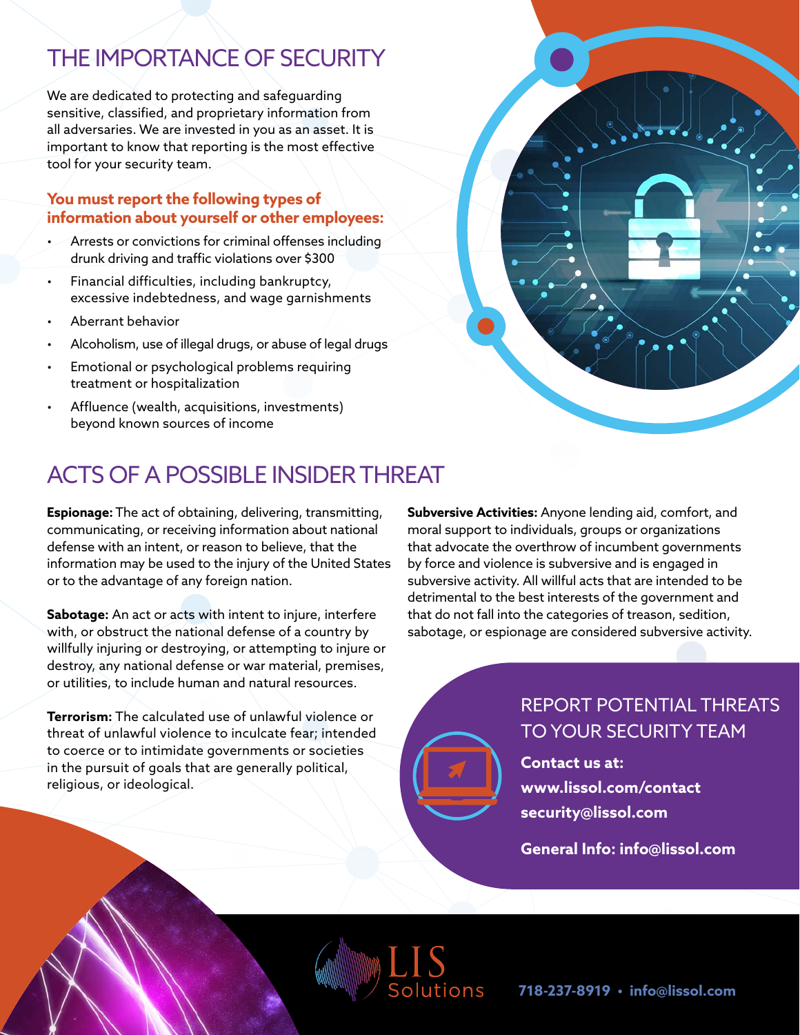# THE IMPORTANCE OF SECURITY

We are dedicated to protecting and safeguarding sensitive, classified, and proprietary information from all adversaries. We are invested in you as an asset. It is important to know that reporting is the most effective tool for your security team.

**You must report the following types of information about yourself or other employees:**

- Arrests or convictions for criminal offenses including drunk driving and traffic violations over $300
- Financial difficulties, including bankruptcy, excessive indebtedness, and wage garnishments
- Aberrant behavior
- Alcoholism, use of illegal drugs, or abuse of legal drugs
- Emotional or psychological problems requiring treatment or hospitalization
- Affluence (wealth, acquisitions, investments) beyond known sources of income

# ACTS OF A POSSIBLE INSIDER THREAT

**Espionage:** The act of obtaining, delivering, transmitting, communicating, or receiving information about national defense with an intent, or reason to believe, that the information may be used to the injury of the United States or to the advantage of any foreign nation.

**Sabotage:** An act or acts with intent to injure, interfere with, or obstruct the national defense of a country by willfully injuring or destroying, or attempting to injure or destroy, any national defense or war material, premises, or utilities, to include human and natural resources.

**Terrorism:** The calculated use of unlawful violence or threat of unlawful violence to inculcate fear; intended to coerce or to intimidate governments or societies in the pursuit of goals that are generally political, religious, or ideological.

**Subversive Activities:** Anyone lending aid, comfort, and moral support to individuals, groups or organizations that advocate the overthrow of incumbent governments by force and violence is subversive and is engaged in subversive activity. All willful acts that are intended to be detrimental to the best interests of the government and that do not fall into the categories of treason, sedition, sabotage, or espionage are considered subversive activity.

## REPORT POTENTIAL THREATS TO YOUR SECURITY TEAM

**Contact us at:**
**www.lissol.com/contact**
**security@lissol.com**

**General Info: info@lissol.com**

LIS Solutions

**718-237-8919 • info@lissol.com**